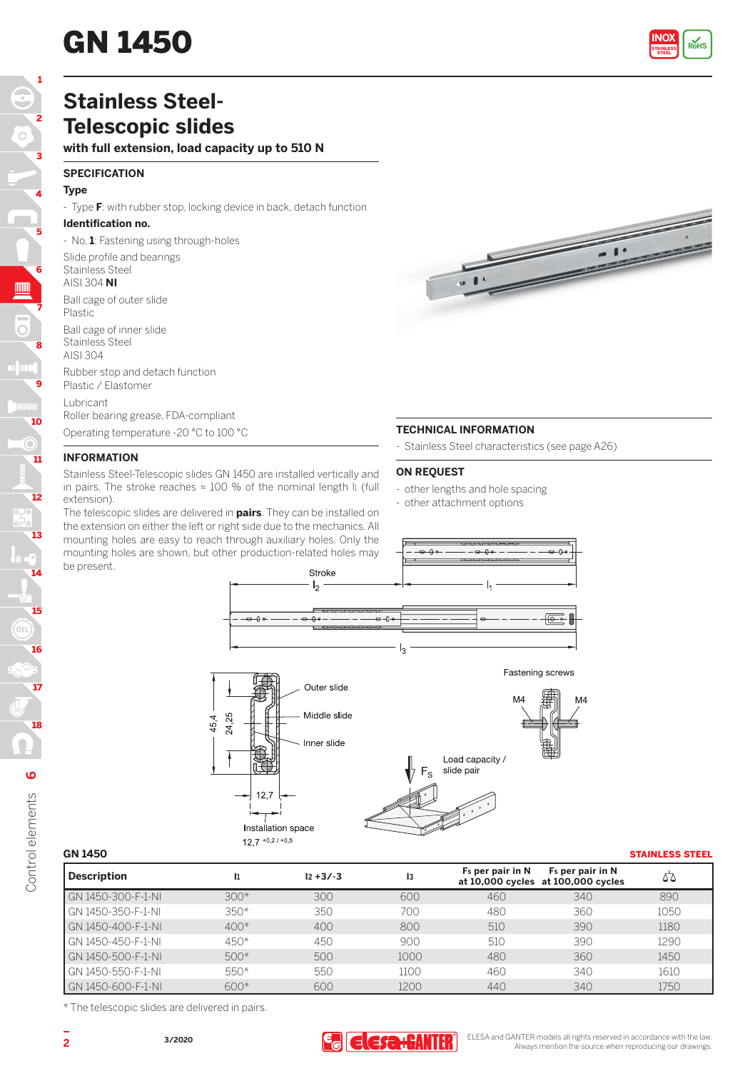# GN 1450

## Stainless Steel-Telescopic slides

**with full extension, load capacity up to 510 N**

### SPECIFICATION

**Type**

- Type **F**: with rubber stop, locking device in back, detach function

**Identification no.**

- No. **1**: Fastening using through-holes

Slide profile and bearings
Stainless Steel
AISI 304 **NI**

Ball cage of outer slide
Plastic

Ball cage of inner slide
Stainless Steel
AISI 304

Rubber stop and detach function
Plastic / Elastomer

Lubricant
Roller bearing grease, FDA-compliant

Operating temperature -20 °C to 100 °C

### INFORMATION

Stainless Steel-Telescopic slides GN 1450 are installed vertically and in pairs. The stroke reaches ≈ 100 % of the nominal length $l_1$ (full extension).

The telescopic slides are delivered in **pairs**. They can be installed on the extension on either the left or right side due to the mechanics. All mounting holes are easy to reach through auxiliary holes. Only the mounting holes are shown, but other production-related holes may be present.

### TECHNICAL INFORMATION

- Stainless Steel characteristics (see page A26)

### ON REQUEST

- other lengths and hole spacing
- other attachment options

Stroke $l_2$, $l_1$, $l_3$

Outer slide, Middle slide, Inner slide, 45,4, 24,25, 12,7

Installation space 12,7 $^{+0,2\,/\,+0,5}$

Fastening screws M4, M4

Load capacity / slide pair $F_S$

**GN 1450** — **STAINLESS STEEL**

| Description | $l_1$ | $l_2$ +3/-3 | $l_3$ | $F_S$ per pair in N at 10,000 cycles | $F_S$ per pair in N at 100,000 cycles | ⚖ |
|---|---|---|---|---|---|---|
| GN 1450-300-F-1-NI | 300* | 300 | 600 | 460 | 340 | 890 |
| GN 1450-350-F-1-NI | 350* | 350 | 700 | 480 | 360 | 1050 |
| GN 1450-400-F-1-NI | 400* | 400 | 800 | 510 | 390 | 1180 |
| GN 1450-450-F-1-NI | 450* | 450 | 900 | 510 | 390 | 1290 |
| GN 1450-500-F-1-NI | 500* | 500 | 1000 | 480 | 360 | 1450 |
| GN 1450-550-F-1-NI | 550* | 550 | 1100 | 460 | 340 | 1610 |
| GN 1450-600-F-1-NI | 600* | 600 | 1200 | 440 | 340 | 1750 |

\* The telescopic slides are delivered in pairs.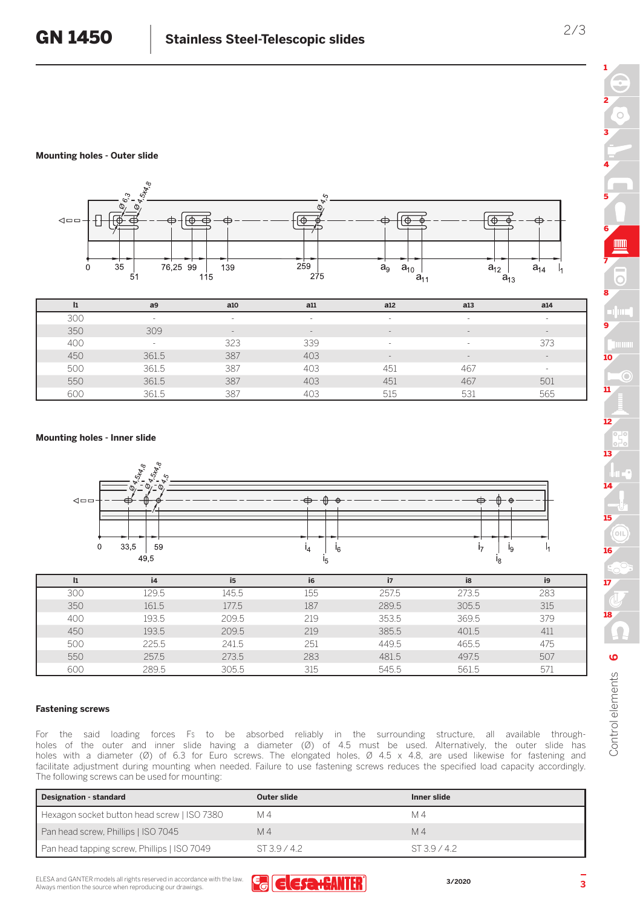## Mounting holes - Outer slide

| l1 | a9 | a10 | a11 | a12 | a13 | a14 |
|---|---|---|---|---|---|---|
| 300 | - | - | - | - | - | - |
| 350 | 309 | - | - | - | - | - |
| 400 | - | 323 | 339 | - | - | 373 |
| 450 | 361.5 | 387 | 403 | - | - | - |
| 500 | 361.5 | 387 | 403 | 451 | 467 | - |
| 550 | 361.5 | 387 | 403 | 451 | 467 | 501 |
| 600 | 361.5 | 387 | 403 | 515 | 531 | 565 |

## Mounting holes - Inner slide

| l1 | i4 | i5 | i6 | i7 | i8 | i9 |
|---|---|---|---|---|---|---|
| 300 | 129.5 | 145.5 | 155 | 257.5 | 273.5 | 283 |
| 350 | 161.5 | 177.5 | 187 | 289.5 | 305.5 | 315 |
| 400 | 193.5 | 209.5 | 219 | 353.5 | 369.5 | 379 |
| 450 | 193.5 | 209.5 | 219 | 385.5 | 401.5 | 411 |
| 500 | 225.5 | 241.5 | 251 | 449.5 | 465.5 | 475 |
| 550 | 257.5 | 273.5 | 283 | 481.5 | 497.5 | 507 |
| 600 | 289.5 | 305.5 | 315 | 545.5 | 561.5 | 571 |

## Fastening screws

For the said loading forces Fs to be absorbed reliably in the surrounding structure, all available through-holes of the outer and inner slide having a diameter (Ø) of 4.5 must be used. Alternatively, the outer slide has holes with a diameter (Ø) of 6.3 for Euro screws. The elongated holes, Ø 4.5 x 4.8, are used likewise for fastening and facilitate adjustment during mounting when needed. Failure to use fastening screws reduces the specified load capacity accordingly. The following screws can be used for mounting:

| Designation - standard | Outer slide | Inner slide |
|---|---|---|
| Hexagon socket button head screw \| ISO 7380 | M 4 | M 4 |
| Pan head screw, Phillips \| ISO 7045 | M 4 | M 4 |
| Pan head tapping screw, Phillips \| ISO 7049 | ST 3.9 / 4.2 | ST 3.9 / 4.2 |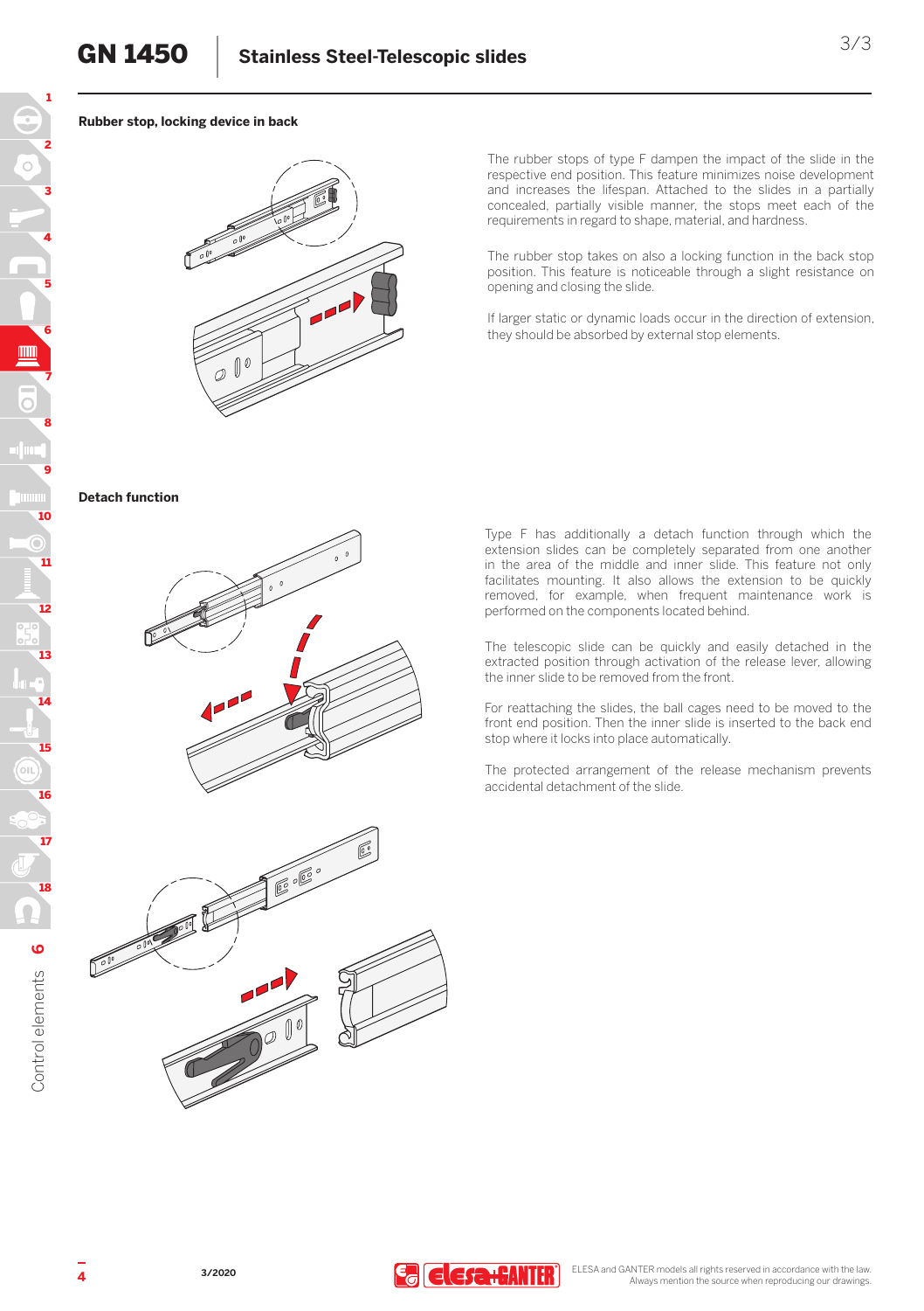## Rubber stop, locking device in back

The rubber stops of type F dampen the impact of the slide in the respective end position. This feature minimizes noise development and increases the lifespan. Attached to the slides in a partially concealed, partially visible manner, the stops meet each of the requirements in regard to shape, material, and hardness.

The rubber stop takes on also a locking function in the back stop position. This feature is noticeable through a slight resistance on opening and closing the slide.

If larger static or dynamic loads occur in the direction of extension, they should be absorbed by external stop elements.

## Detach function

Type F has additionally a detach function through which the extension slides can be completely separated from one another in the area of the middle and inner slide. This feature not only facilitates mounting. It also allows the extension to be quickly removed, for example, when frequent maintenance work is performed on the components located behind.

The telescopic slide can be quickly and easily detached in the extracted position through activation of the release lever, allowing the inner slide to be removed from the front.

For reattaching the slides, the ball cages need to be moved to the front end position. Then the inner slide is inserted to the back end stop where it locks into place automatically.

The protected arrangement of the release mechanism prevents accidental detachment of the slide.